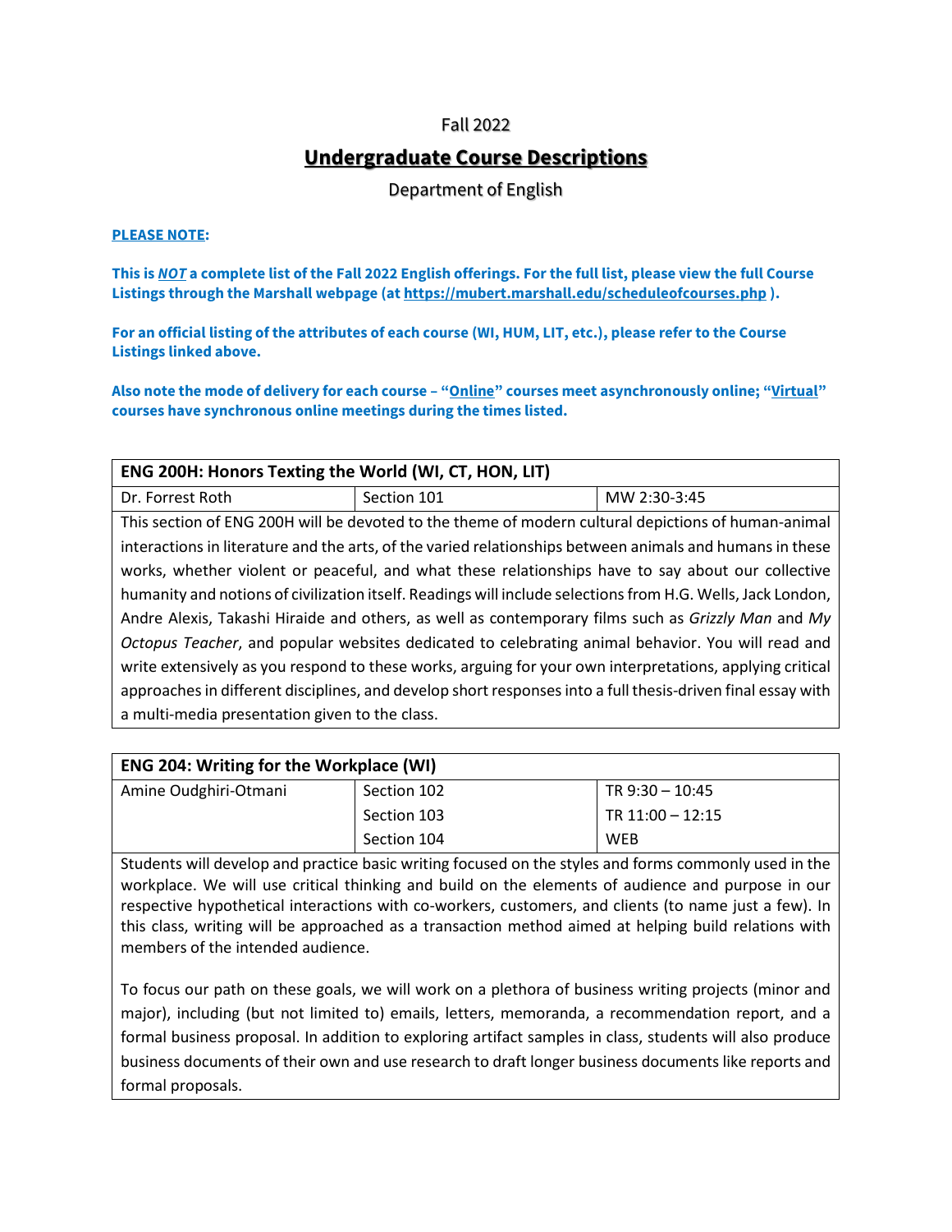Fall 2022

# Undergraduate Course Descriptions

Department of English

**PLEASE NOTE:**

**This is *NOT* a complete list of the Fall 2022 English offerings. For the full list, please view the full Course Listings through the Marshall webpage (at https://mubert.marshall.edu/scheduleofcourses.php ).**

**For an official listing of the attributes of each course (WI, HUM, LIT, etc.), please refer to the Course Listings linked above.**

**Also note the mode of delivery for each course – "Online" courses meet asynchronously online; "Virtual" courses have synchronous online meetings during the times listed.**

| **ENG 200H: Honors Texting the World (WI, CT, HON, LIT)** | | |
|---|---|---|
| Dr. Forrest Roth | Section 101 | MW 2:30-3:45 |

This section of ENG 200H will be devoted to the theme of modern cultural depictions of human-animal interactions in literature and the arts, of the varied relationships between animals and humans in these works, whether violent or peaceful, and what these relationships have to say about our collective humanity and notions of civilization itself. Readings will include selections from H.G. Wells, Jack London, Andre Alexis, Takashi Hiraide and others, as well as contemporary films such as *Grizzly Man* and *My Octopus Teacher*, and popular websites dedicated to celebrating animal behavior. You will read and write extensively as you respond to these works, arguing for your own interpretations, applying critical approaches in different disciplines, and develop short responses into a full thesis-driven final essay with a multi-media presentation given to the class.

| **ENG 204: Writing for the Workplace (WI)** | | |
|---|---|---|
| Amine Oudghiri-Otmani | Section 102 | TR 9:30 – 10:45 |
| | Section 103 | TR 11:00 – 12:15 |
| | Section 104 | WEB |

Students will develop and practice basic writing focused on the styles and forms commonly used in the workplace. We will use critical thinking and build on the elements of audience and purpose in our respective hypothetical interactions with co-workers, customers, and clients (to name just a few). In this class, writing will be approached as a transaction method aimed at helping build relations with members of the intended audience.

To focus our path on these goals, we will work on a plethora of business writing projects (minor and major), including (but not limited to) emails, letters, memoranda, a recommendation report, and a formal business proposal. In addition to exploring artifact samples in class, students will also produce business documents of their own and use research to draft longer business documents like reports and formal proposals.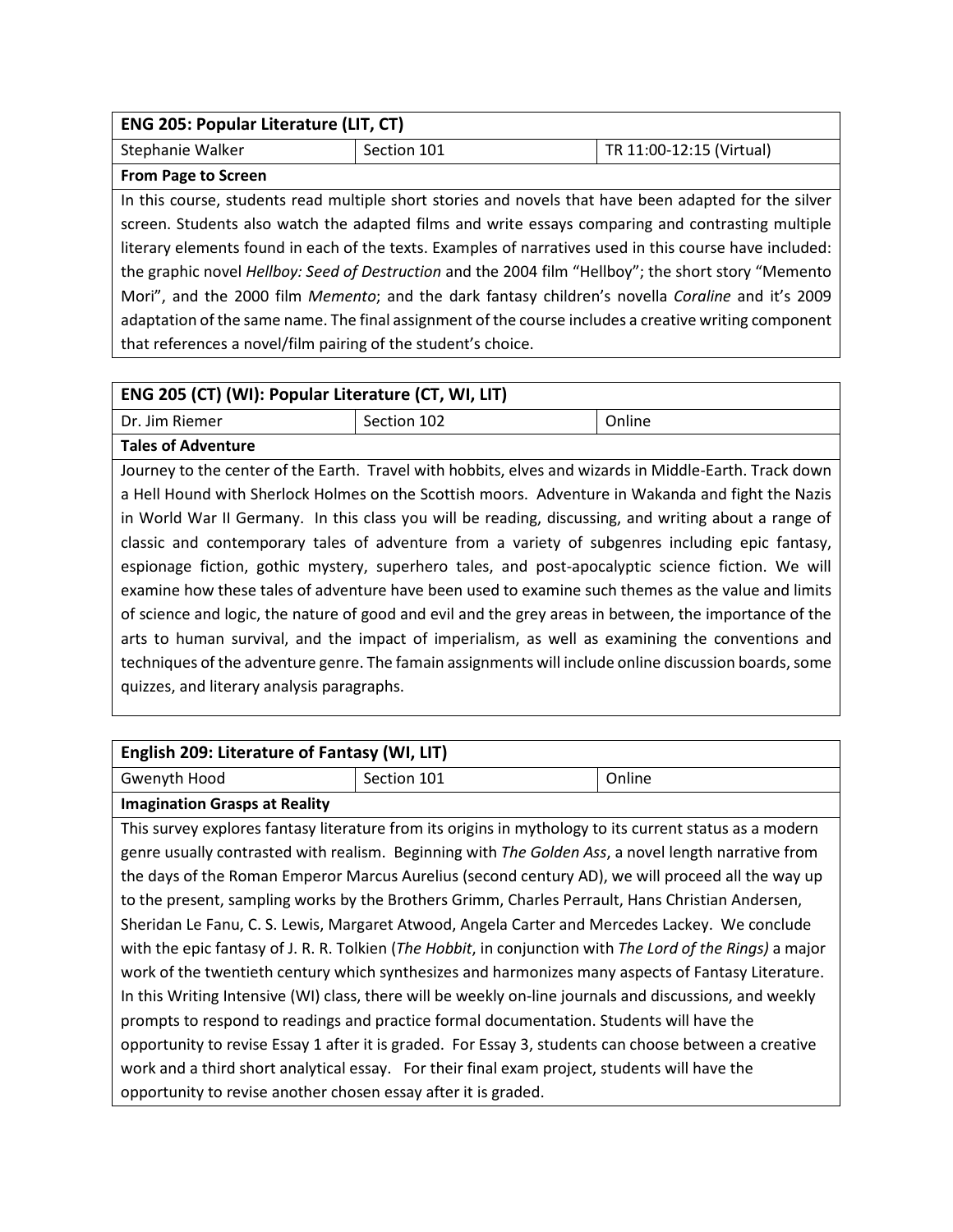| **ENG 205: Popular Literature (LIT, CT)** | | |
|---|---|---|
| Stephanie Walker | Section 101 | TR 11:00-12:15 (Virtual) |
| **From Page to Screen** | | |
| In this course, students read multiple short stories and novels that have been adapted for the silver screen. Students also watch the adapted films and write essays comparing and contrasting multiple literary elements found in each of the texts. Examples of narratives used in this course have included: the graphic novel *Hellboy: Seed of Destruction* and the 2004 film "Hellboy"; the short story "Memento Mori", and the 2000 film *Memento*; and the dark fantasy children's novella *Coraline* and it's 2009 adaptation of the same name. The final assignment of the course includes a creative writing component that references a novel/film pairing of the student's choice. | | |

| **ENG 205 (CT) (WI): Popular Literature (CT, WI, LIT)** | | |
|---|---|---|
| Dr. Jim Riemer | Section 102 | Online |
| **Tales of Adventure** | | |
| Journey to the center of the Earth. Travel with hobbits, elves and wizards in Middle-Earth. Track down a Hell Hound with Sherlock Holmes on the Scottish moors. Adventure in Wakanda and fight the Nazis in World War II Germany. In this class you will be reading, discussing, and writing about a range of classic and contemporary tales of adventure from a variety of subgenres including epic fantasy, espionage fiction, gothic mystery, superhero tales, and post-apocalyptic science fiction. We will examine how these tales of adventure have been used to examine such themes as the value and limits of science and logic, the nature of good and evil and the grey areas in between, the importance of the arts to human survival, and the impact of imperialism, as well as examining the conventions and techniques of the adventure genre. The famain assignments will include online discussion boards, some quizzes, and literary analysis paragraphs. | | |

| **English 209: Literature of Fantasy (WI, LIT)** | | |
|---|---|---|
| Gwenyth Hood | Section 101 | Online |
| **Imagination Grasps at Reality** | | |
| This survey explores fantasy literature from its origins in mythology to its current status as a modern genre usually contrasted with realism. Beginning with *The Golden Ass*, a novel length narrative from the days of the Roman Emperor Marcus Aurelius (second century AD), we will proceed all the way up to the present, sampling works by the Brothers Grimm, Charles Perrault, Hans Christian Andersen, Sheridan Le Fanu, C. S. Lewis, Margaret Atwood, Angela Carter and Mercedes Lackey. We conclude with the epic fantasy of J. R. R. Tolkien (*The Hobbit*, in conjunction with *The Lord of the Rings)* a major work of the twentieth century which synthesizes and harmonizes many aspects of Fantasy Literature. In this Writing Intensive (WI) class, there will be weekly on-line journals and discussions, and weekly prompts to respond to readings and practice formal documentation. Students will have the opportunity to revise Essay 1 after it is graded. For Essay 3, students can choose between a creative work and a third short analytical essay. For their final exam project, students will have the opportunity to revise another chosen essay after it is graded. | | |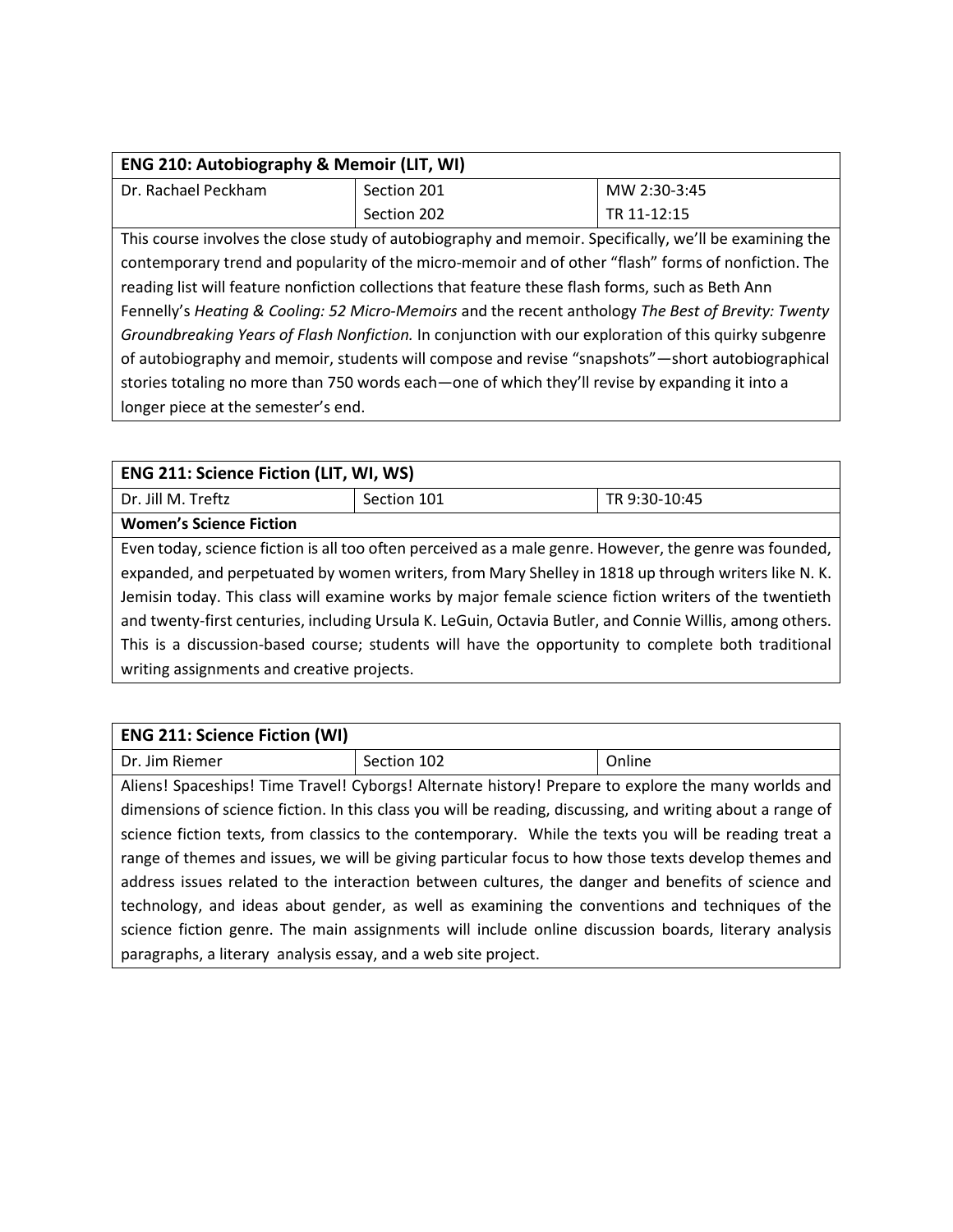| ENG 210: Autobiography & Memoir (LIT, WI) | | |
|---|---|---|
| Dr. Rachael Peckham | Section 201 | MW 2:30-3:45 |
| | Section 202 | TR 11-12:15 |

This course involves the close study of autobiography and memoir. Specifically, we'll be examining the contemporary trend and popularity of the micro-memoir and of other "flash" forms of nonfiction. The reading list will feature nonfiction collections that feature these flash forms, such as Beth Ann Fennelly's *Heating & Cooling: 52 Micro-Memoirs* and the recent anthology *The Best of Brevity: Twenty Groundbreaking Years of Flash Nonfiction.* In conjunction with our exploration of this quirky subgenre of autobiography and memoir, students will compose and revise "snapshots"—short autobiographical stories totaling no more than 750 words each—one of which they'll revise by expanding it into a longer piece at the semester's end.

| ENG 211: Science Fiction (LIT, WI, WS) | | |
|---|---|---|
| Dr. Jill M. Treftz | Section 101 | TR 9:30-10:45 |

**Women's Science Fiction**

Even today, science fiction is all too often perceived as a male genre. However, the genre was founded, expanded, and perpetuated by women writers, from Mary Shelley in 1818 up through writers like N. K. Jemisin today. This class will examine works by major female science fiction writers of the twentieth and twenty-first centuries, including Ursula K. LeGuin, Octavia Butler, and Connie Willis, among others. This is a discussion-based course; students will have the opportunity to complete both traditional writing assignments and creative projects.

| ENG 211: Science Fiction (WI) | | |
|---|---|---|
| Dr. Jim Riemer | Section 102 | Online |

Aliens! Spaceships! Time Travel! Cyborgs! Alternate history! Prepare to explore the many worlds and dimensions of science fiction. In this class you will be reading, discussing, and writing about a range of science fiction texts, from classics to the contemporary. While the texts you will be reading treat a range of themes and issues, we will be giving particular focus to how those texts develop themes and address issues related to the interaction between cultures, the danger and benefits of science and technology, and ideas about gender, as well as examining the conventions and techniques of the science fiction genre. The main assignments will include online discussion boards, literary analysis paragraphs, a literary analysis essay, and a web site project.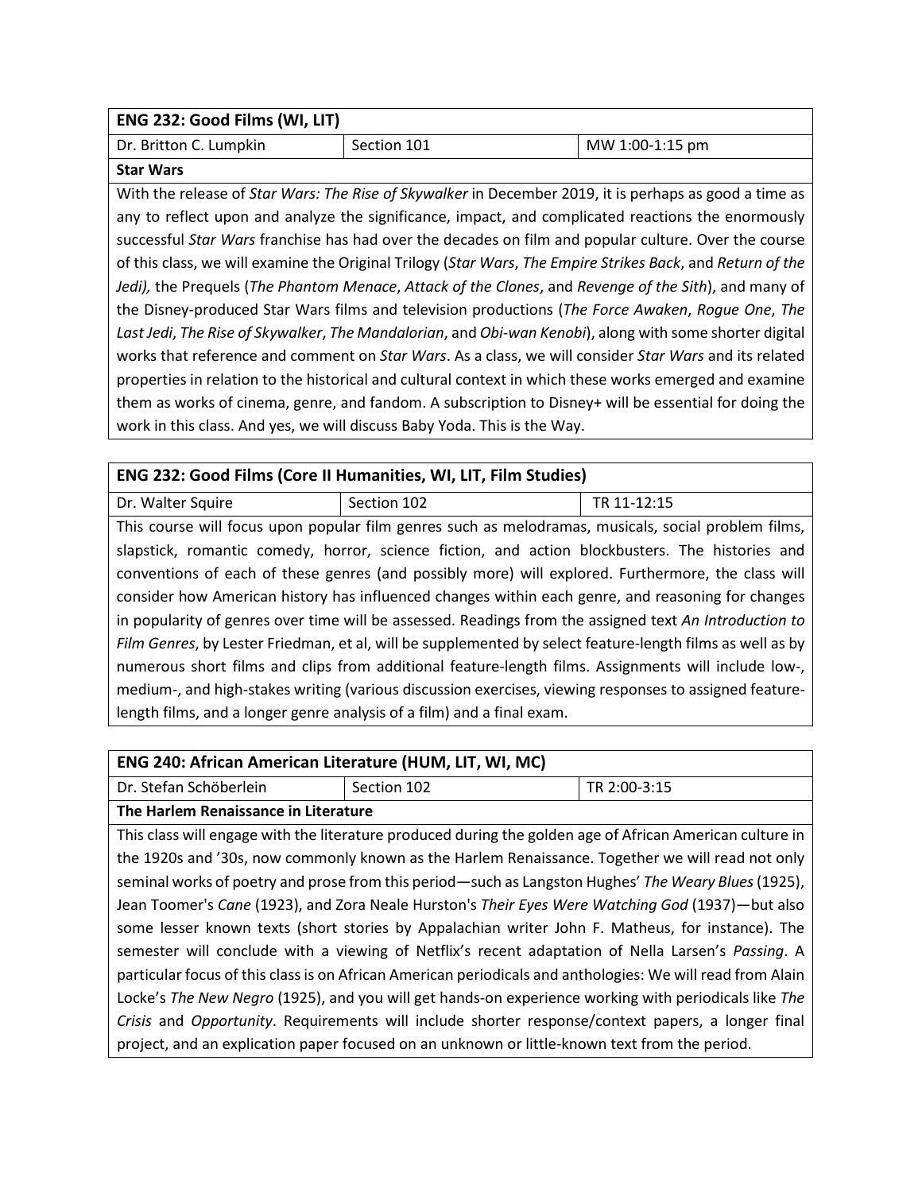| **ENG 232: Good Films (WI, LIT)** | | |
|---|---|---|
| Dr. Britton C. Lumpkin | Section 101 | MW 1:00-1:15 pm |

**Star Wars**

With the release of *Star Wars: The Rise of Skywalker* in December 2019, it is perhaps as good a time as any to reflect upon and analyze the significance, impact, and complicated reactions the enormously successful *Star Wars* franchise has had over the decades on film and popular culture. Over the course of this class, we will examine the Original Trilogy (*Star Wars*, *The Empire Strikes Back*, and *Return of the Jedi),* the Prequels (*The Phantom Menace*, *Attack of the Clones*, and *Revenge of the Sith*), and many of the Disney-produced Star Wars films and television productions (*The Force Awaken*, *Rogue One*, *The Last Jedi*, *The Rise of Skywalker*, *The Mandalorian*, and *Obi-wan Kenobi*), along with some shorter digital works that reference and comment on *Star Wars*. As a class, we will consider *Star Wars* and its related properties in relation to the historical and cultural context in which these works emerged and examine them as works of cinema, genre, and fandom. A subscription to Disney+ will be essential for doing the work in this class. And yes, we will discuss Baby Yoda. This is the Way.

| **ENG 232: Good Films (Core II Humanities, WI, LIT, Film Studies)** | | |
|---|---|---|
| Dr. Walter Squire | Section 102 | TR 11-12:15 |

This course will focus upon popular film genres such as melodramas, musicals, social problem films, slapstick, romantic comedy, horror, science fiction, and action blockbusters. The histories and conventions of each of these genres (and possibly more) will explored. Furthermore, the class will consider how American history has influenced changes within each genre, and reasoning for changes in popularity of genres over time will be assessed. Readings from the assigned text *An Introduction to Film Genres*, by Lester Friedman, et al, will be supplemented by select feature-length films as well as by numerous short films and clips from additional feature-length films. Assignments will include low-, medium-, and high-stakes writing (various discussion exercises, viewing responses to assigned feature-length films, and a longer genre analysis of a film) and a final exam.

| **ENG 240: African American Literature (HUM, LIT, WI, MC)** | | |
|---|---|---|
| Dr. Stefan Schöberlein | Section 102 | TR 2:00-3:15 |

**The Harlem Renaissance in Literature**

This class will engage with the literature produced during the golden age of African American culture in the 1920s and '30s, now commonly known as the Harlem Renaissance. Together we will read not only seminal works of poetry and prose from this period—such as Langston Hughes' *The Weary Blues* (1925), Jean Toomer's *Cane* (1923), and Zora Neale Hurston's *Their Eyes Were Watching God* (1937)—but also some lesser known texts (short stories by Appalachian writer John F. Matheus, for instance). The semester will conclude with a viewing of Netflix's recent adaptation of Nella Larsen's *Passing*. A particular focus of this class is on African American periodicals and anthologies: We will read from Alain Locke's *The New Negro* (1925), and you will get hands-on experience working with periodicals like *The Crisis* and *Opportunity*. Requirements will include shorter response/context papers, a longer final project, and an explication paper focused on an unknown or little-known text from the period.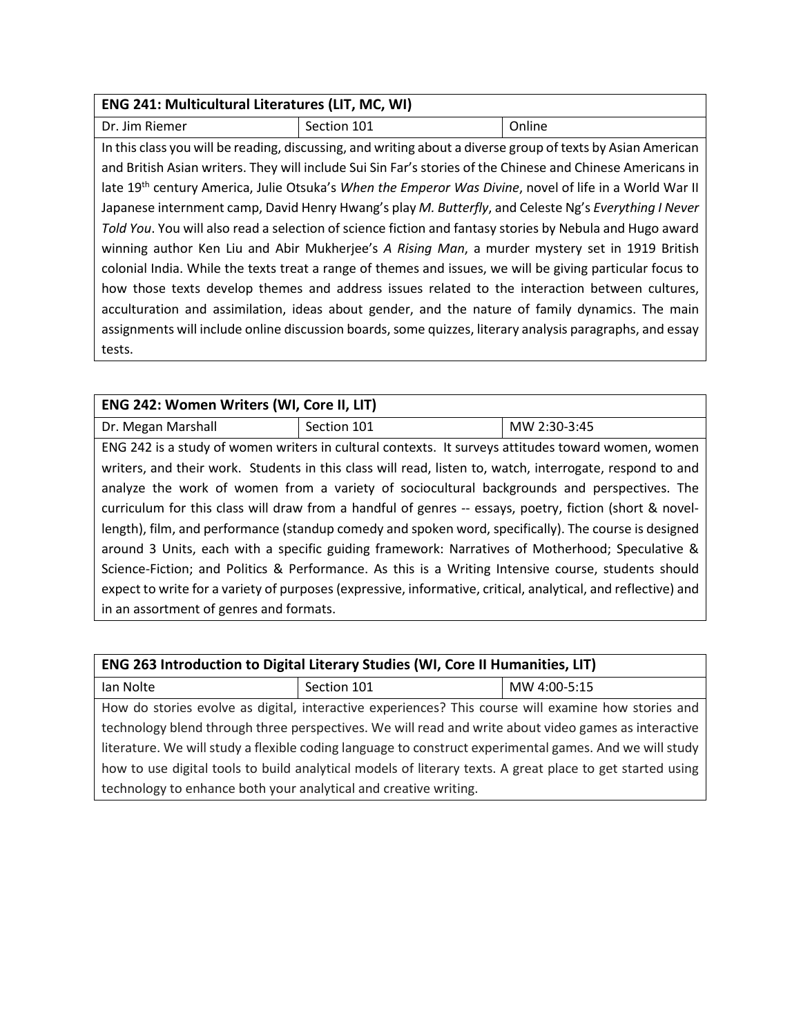| ENG 241: Multicultural Literatures (LIT, MC, WI) | | |
|---|---|---|
| Dr. Jim Riemer | Section 101 | Online |

In this class you will be reading, discussing, and writing about a diverse group of texts by Asian American and British Asian writers. They will include Sui Sin Far's stories of the Chinese and Chinese Americans in late 19th century America, Julie Otsuka's *When the Emperor Was Divine*, novel of life in a World War II Japanese internment camp, David Henry Hwang's play *M. Butterfly*, and Celeste Ng's *Everything I Never Told You*. You will also read a selection of science fiction and fantasy stories by Nebula and Hugo award winning author Ken Liu and Abir Mukherjee's *A Rising Man*, a murder mystery set in 1919 British colonial India. While the texts treat a range of themes and issues, we will be giving particular focus to how those texts develop themes and address issues related to the interaction between cultures, acculturation and assimilation, ideas about gender, and the nature of family dynamics. The main assignments will include online discussion boards, some quizzes, literary analysis paragraphs, and essay tests.

| ENG 242: Women Writers (WI, Core II, LIT) | | |
|---|---|---|
| Dr. Megan Marshall | Section 101 | MW 2:30-3:45 |

ENG 242 is a study of women writers in cultural contexts. It surveys attitudes toward women, women writers, and their work. Students in this class will read, listen to, watch, interrogate, respond to and analyze the work of women from a variety of sociocultural backgrounds and perspectives. The curriculum for this class will draw from a handful of genres -- essays, poetry, fiction (short & novel-length), film, and performance (standup comedy and spoken word, specifically). The course is designed around 3 Units, each with a specific guiding framework: Narratives of Motherhood; Speculative & Science-Fiction; and Politics & Performance. As this is a Writing Intensive course, students should expect to write for a variety of purposes (expressive, informative, critical, analytical, and reflective) and in an assortment of genres and formats.

| ENG 263 Introduction to Digital Literary Studies (WI, Core II Humanities, LIT) | | |
|---|---|---|
| Ian Nolte | Section 101 | MW 4:00-5:15 |

How do stories evolve as digital, interactive experiences? This course will examine how stories and technology blend through three perspectives. We will read and write about video games as interactive literature. We will study a flexible coding language to construct experimental games. And we will study how to use digital tools to build analytical models of literary texts. A great place to get started using technology to enhance both your analytical and creative writing.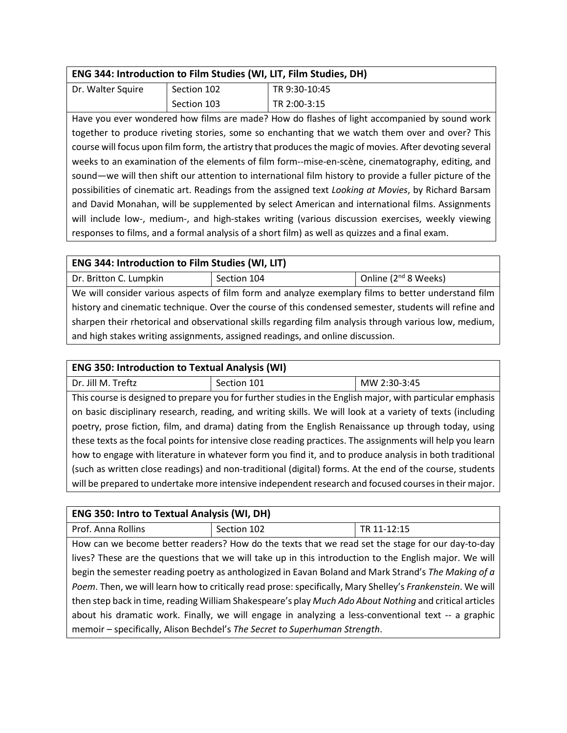| ENG 344: Introduction to Film Studies (WI, LIT, Film Studies, DH) | | |
|---|---|---|
| Dr. Walter Squire | Section 102 | TR 9:30-10:45 |
| | Section 103 | TR 2:00-3:15 |

Have you ever wondered how films are made? How do flashes of light accompanied by sound work together to produce riveting stories, some so enchanting that we watch them over and over? This course will focus upon film form, the artistry that produces the magic of movies. After devoting several weeks to an examination of the elements of film form--mise-en-scène, cinematography, editing, and sound—we will then shift our attention to international film history to provide a fuller picture of the possibilities of cinematic art. Readings from the assigned text *Looking at Movies*, by Richard Barsam and David Monahan, will be supplemented by select American and international films. Assignments will include low-, medium-, and high-stakes writing (various discussion exercises, weekly viewing responses to films, and a formal analysis of a short film) as well as quizzes and a final exam.

| ENG 344: Introduction to Film Studies (WI, LIT) | | |
|---|---|---|
| Dr. Britton C. Lumpkin | Section 104 | Online (2nd 8 Weeks) |

We will consider various aspects of film form and analyze exemplary films to better understand film history and cinematic technique. Over the course of this condensed semester, students will refine and sharpen their rhetorical and observational skills regarding film analysis through various low, medium, and high stakes writing assignments, assigned readings, and online discussion.

| ENG 350: Introduction to Textual Analysis (WI) | | |
|---|---|---|
| Dr. Jill M. Treftz | Section 101 | MW 2:30-3:45 |

This course is designed to prepare you for further studies in the English major, with particular emphasis on basic disciplinary research, reading, and writing skills. We will look at a variety of texts (including poetry, prose fiction, film, and drama) dating from the English Renaissance up through today, using these texts as the focal points for intensive close reading practices. The assignments will help you learn how to engage with literature in whatever form you find it, and to produce analysis in both traditional (such as written close readings) and non-traditional (digital) forms. At the end of the course, students will be prepared to undertake more intensive independent research and focused courses in their major.

| ENG 350: Intro to Textual Analysis (WI, DH) | | |
|---|---|---|
| Prof. Anna Rollins | Section 102 | TR 11-12:15 |

How can we become better readers? How do the texts that we read set the stage for our day-to-day lives? These are the questions that we will take up in this introduction to the English major. We will begin the semester reading poetry as anthologized in Eavan Boland and Mark Strand's *The Making of a Poem*. Then, we will learn how to critically read prose: specifically, Mary Shelley's *Frankenstein*. We will then step back in time, reading William Shakespeare's play *Much Ado About Nothing* and critical articles about his dramatic work. Finally, we will engage in analyzing a less-conventional text -- a graphic memoir – specifically, Alison Bechdel's *The Secret to Superhuman Strength*.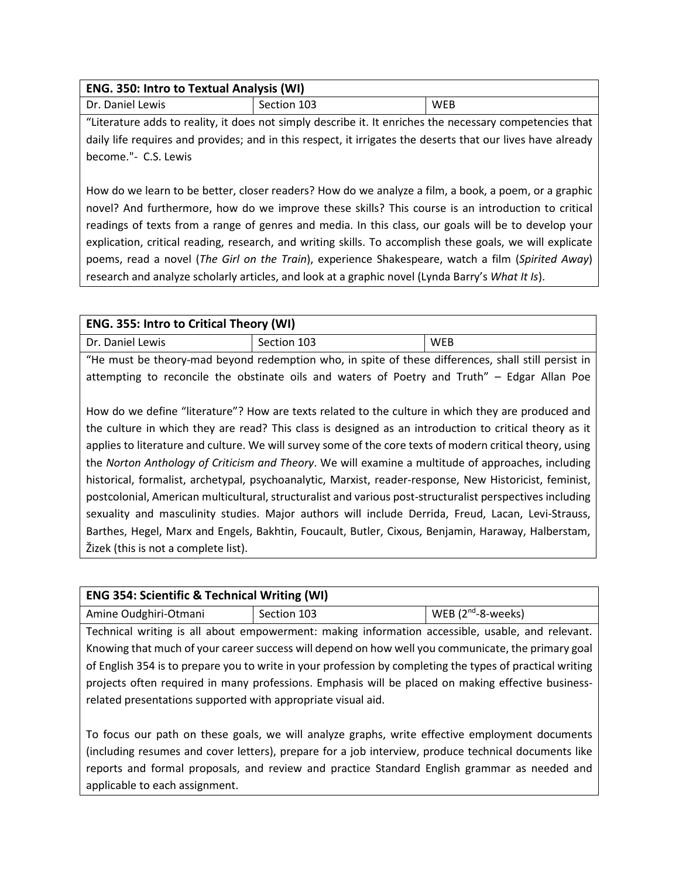| **ENG. 350: Intro to Textual Analysis (WI)** | | |
|---|---|---|
| Dr. Daniel Lewis | Section 103 | WEB |

"Literature adds to reality, it does not simply describe it. It enriches the necessary competencies that daily life requires and provides; and in this respect, it irrigates the deserts that our lives have already become."- C.S. Lewis

How do we learn to be better, closer readers? How do we analyze a film, a book, a poem, or a graphic novel? And furthermore, how do we improve these skills? This course is an introduction to critical readings of texts from a range of genres and media. In this class, our goals will be to develop your explication, critical reading, research, and writing skills. To accomplish these goals, we will explicate poems, read a novel (*The Girl on the Train*), experience Shakespeare, watch a film (*Spirited Away*) research and analyze scholarly articles, and look at a graphic novel (Lynda Barry's *What It Is*).

| **ENG. 355: Intro to Critical Theory (WI)** | | |
|---|---|---|
| Dr. Daniel Lewis | Section 103 | WEB |

"He must be theory-mad beyond redemption who, in spite of these differences, shall still persist in attempting to reconcile the obstinate oils and waters of Poetry and Truth" – Edgar Allan Poe

How do we define "literature"? How are texts related to the culture in which they are produced and the culture in which they are read? This class is designed as an introduction to critical theory as it applies to literature and culture. We will survey some of the core texts of modern critical theory, using the *Norton Anthology of Criticism and Theory*. We will examine a multitude of approaches, including historical, formalist, archetypal, psychoanalytic, Marxist, reader-response, New Historicist, feminist, postcolonial, American multicultural, structuralist and various post-structuralist perspectives including sexuality and masculinity studies. Major authors will include Derrida, Freud, Lacan, Levi-Strauss, Barthes, Hegel, Marx and Engels, Bakhtin, Foucault, Butler, Cixous, Benjamin, Haraway, Halberstam, Žizek (this is not a complete list).

| **ENG 354: Scientific & Technical Writing (WI)** | | |
|---|---|---|
| Amine Oudghiri-Otmani | Section 103 | WEB (2nd-8-weeks) |

Technical writing is all about empowerment: making information accessible, usable, and relevant. Knowing that much of your career success will depend on how well you communicate, the primary goal of English 354 is to prepare you to write in your profession by completing the types of practical writing projects often required in many professions. Emphasis will be placed on making effective business-related presentations supported with appropriate visual aid.

To focus our path on these goals, we will analyze graphs, write effective employment documents (including resumes and cover letters), prepare for a job interview, produce technical documents like reports and formal proposals, and review and practice Standard English grammar as needed and applicable to each assignment.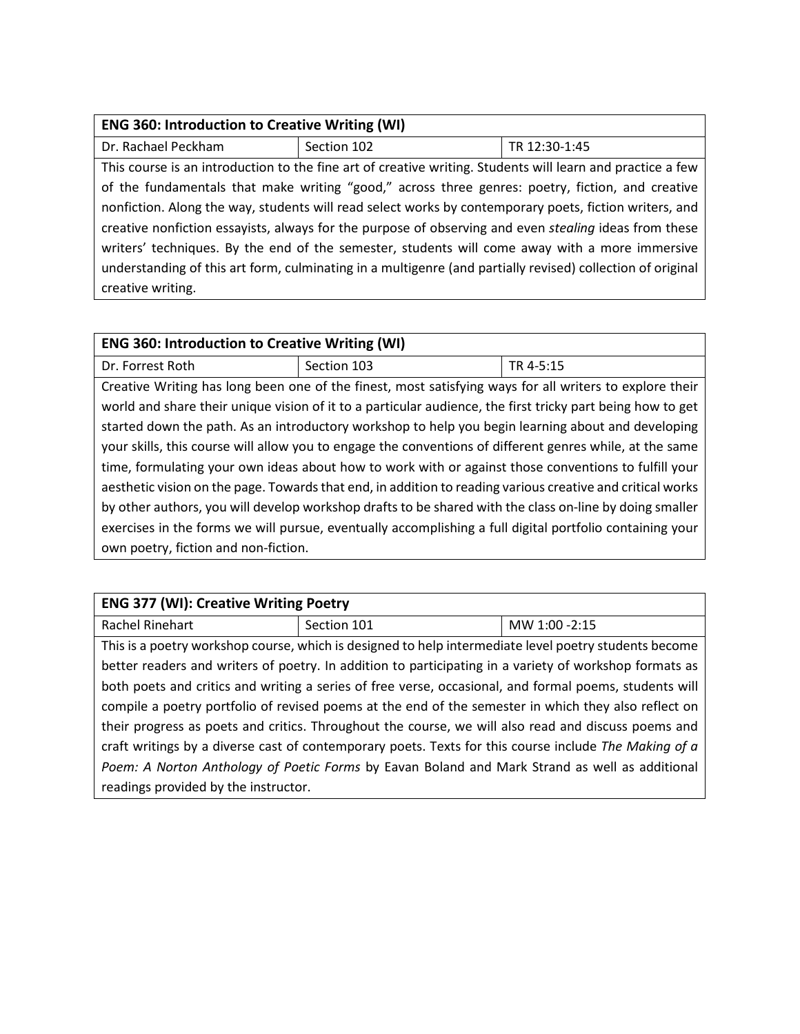| ENG 360: Introduction to Creative Writing (WI) | | |
| --- | --- | --- |
| Dr. Rachael Peckham | Section 102 | TR 12:30-1:45 |

This course is an introduction to the fine art of creative writing. Students will learn and practice a few of the fundamentals that make writing "good," across three genres: poetry, fiction, and creative nonfiction. Along the way, students will read select works by contemporary poets, fiction writers, and creative nonfiction essayists, always for the purpose of observing and even *stealing* ideas from these writers' techniques. By the end of the semester, students will come away with a more immersive understanding of this art form, culminating in a multigenre (and partially revised) collection of original creative writing.

| ENG 360: Introduction to Creative Writing (WI) | | |
| --- | --- | --- |
| Dr. Forrest Roth | Section 103 | TR 4-5:15 |

Creative Writing has long been one of the finest, most satisfying ways for all writers to explore their world and share their unique vision of it to a particular audience, the first tricky part being how to get started down the path. As an introductory workshop to help you begin learning about and developing your skills, this course will allow you to engage the conventions of different genres while, at the same time, formulating your own ideas about how to work with or against those conventions to fulfill your aesthetic vision on the page. Towards that end, in addition to reading various creative and critical works by other authors, you will develop workshop drafts to be shared with the class on-line by doing smaller exercises in the forms we will pursue, eventually accomplishing a full digital portfolio containing your own poetry, fiction and non-fiction.

| ENG 377 (WI): Creative Writing Poetry | | |
| --- | --- | --- |
| Rachel Rinehart | Section 101 | MW 1:00 -2:15 |

This is a poetry workshop course, which is designed to help intermediate level poetry students become better readers and writers of poetry. In addition to participating in a variety of workshop formats as both poets and critics and writing a series of free verse, occasional, and formal poems, students will compile a poetry portfolio of revised poems at the end of the semester in which they also reflect on their progress as poets and critics. Throughout the course, we will also read and discuss poems and craft writings by a diverse cast of contemporary poets. Texts for this course include *The Making of a Poem: A Norton Anthology of Poetic Forms* by Eavan Boland and Mark Strand as well as additional readings provided by the instructor.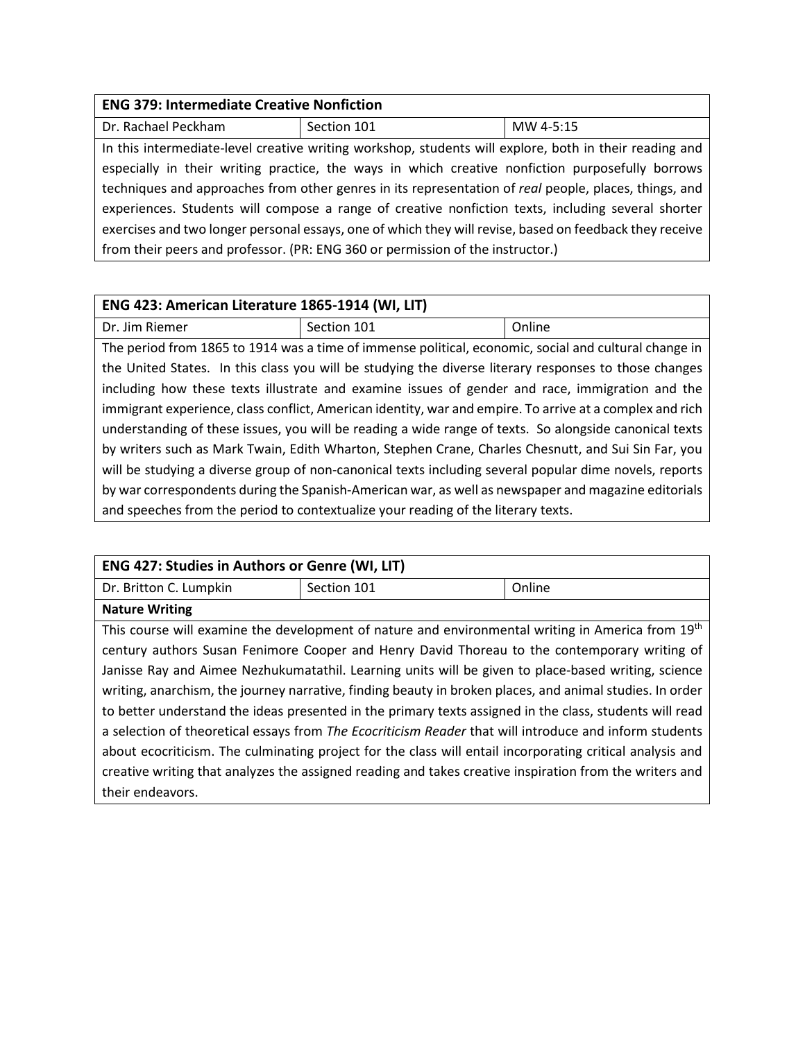| ENG 379: Intermediate Creative Nonfiction | | |
|---|---|---|
| Dr. Rachael Peckham | Section 101 | MW 4-5:15 |

In this intermediate-level creative writing workshop, students will explore, both in their reading and especially in their writing practice, the ways in which creative nonfiction purposefully borrows techniques and approaches from other genres in its representation of *real* people, places, things, and experiences. Students will compose a range of creative nonfiction texts, including several shorter exercises and two longer personal essays, one of which they will revise, based on feedback they receive from their peers and professor. (PR: ENG 360 or permission of the instructor.)

| ENG 423: American Literature 1865-1914 (WI, LIT) | | |
|---|---|---|
| Dr. Jim Riemer | Section 101 | Online |

The period from 1865 to 1914 was a time of immense political, economic, social and cultural change in the United States. In this class you will be studying the diverse literary responses to those changes including how these texts illustrate and examine issues of gender and race, immigration and the immigrant experience, class conflict, American identity, war and empire. To arrive at a complex and rich understanding of these issues, you will be reading a wide range of texts. So alongside canonical texts by writers such as Mark Twain, Edith Wharton, Stephen Crane, Charles Chesnutt, and Sui Sin Far, you will be studying a diverse group of non-canonical texts including several popular dime novels, reports by war correspondents during the Spanish-American war, as well as newspaper and magazine editorials and speeches from the period to contextualize your reading of the literary texts.

| ENG 427: Studies in Authors or Genre (WI, LIT) | | |
|---|---|---|
| Dr. Britton C. Lumpkin | Section 101 | Online |

**Nature Writing**

This course will examine the development of nature and environmental writing in America from 19th century authors Susan Fenimore Cooper and Henry David Thoreau to the contemporary writing of Janisse Ray and Aimee Nezhukumatathil. Learning units will be given to place-based writing, science writing, anarchism, the journey narrative, finding beauty in broken places, and animal studies. In order to better understand the ideas presented in the primary texts assigned in the class, students will read a selection of theoretical essays from *The Ecocriticism Reader* that will introduce and inform students about ecocriticism. The culminating project for the class will entail incorporating critical analysis and creative writing that analyzes the assigned reading and takes creative inspiration from the writers and their endeavors.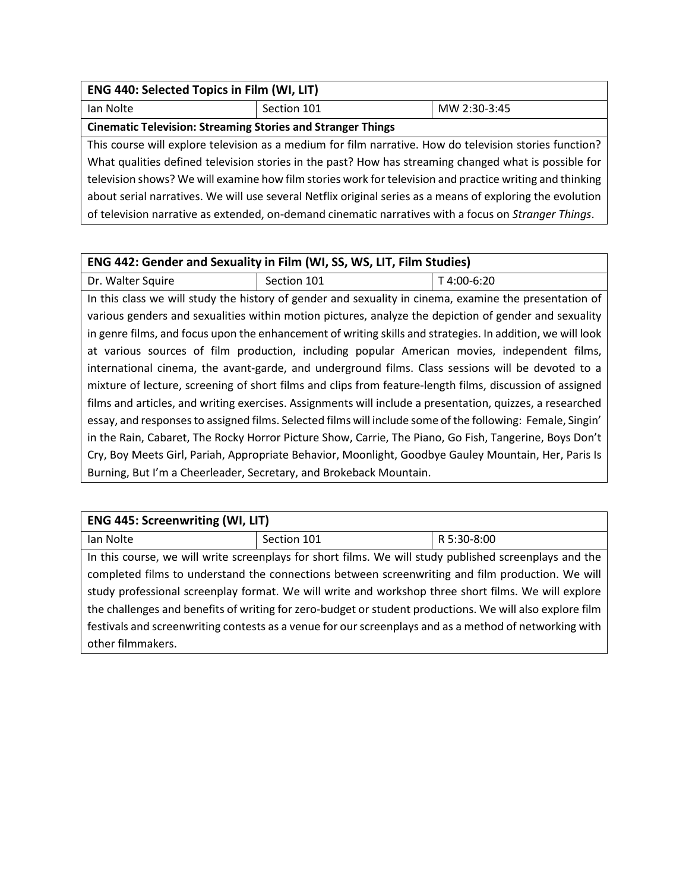| ENG 440: Selected Topics in Film (WI, LIT) | | |
|---|---|---|
| Ian Nolte | Section 101 | MW 2:30-3:45 |
| **Cinematic Television: Streaming Stories and Stranger Things** | | |
| This course will explore television as a medium for film narrative. How do television stories function? What qualities defined television stories in the past? How has streaming changed what is possible for television shows? We will examine how film stories work for television and practice writing and thinking about serial narratives. We will use several Netflix original series as a means of exploring the evolution of television narrative as extended, on-demand cinematic narratives with a focus on *Stranger Things*. | | |

| ENG 442: Gender and Sexuality in Film (WI, SS, WS, LIT, Film Studies) | | |
|---|---|---|
| Dr. Walter Squire | Section 101 | T 4:00-6:20 |
| In this class we will study the history of gender and sexuality in cinema, examine the presentation of various genders and sexualities within motion pictures, analyze the depiction of gender and sexuality in genre films, and focus upon the enhancement of writing skills and strategies. In addition, we will look at various sources of film production, including popular American movies, independent films, international cinema, the avant-garde, and underground films. Class sessions will be devoted to a mixture of lecture, screening of short films and clips from feature-length films, discussion of assigned films and articles, and writing exercises. Assignments will include a presentation, quizzes, a researched essay, and responses to assigned films. Selected films will include some of the following: Female, Singin' in the Rain, Cabaret, The Rocky Horror Picture Show, Carrie, The Piano, Go Fish, Tangerine, Boys Don't Cry, Boy Meets Girl, Pariah, Appropriate Behavior, Moonlight, Goodbye Gauley Mountain, Her, Paris Is Burning, But I'm a Cheerleader, Secretary, and Brokeback Mountain. | | |

| ENG 445: Screenwriting (WI, LIT) | | |
|---|---|---|
| Ian Nolte | Section 101 | R 5:30-8:00 |
| In this course, we will write screenplays for short films. We will study published screenplays and the completed films to understand the connections between screenwriting and film production. We will study professional screenplay format. We will write and workshop three short films. We will explore the challenges and benefits of writing for zero-budget or student productions. We will also explore film festivals and screenwriting contests as a venue for our screenplays and as a method of networking with other filmmakers. | | |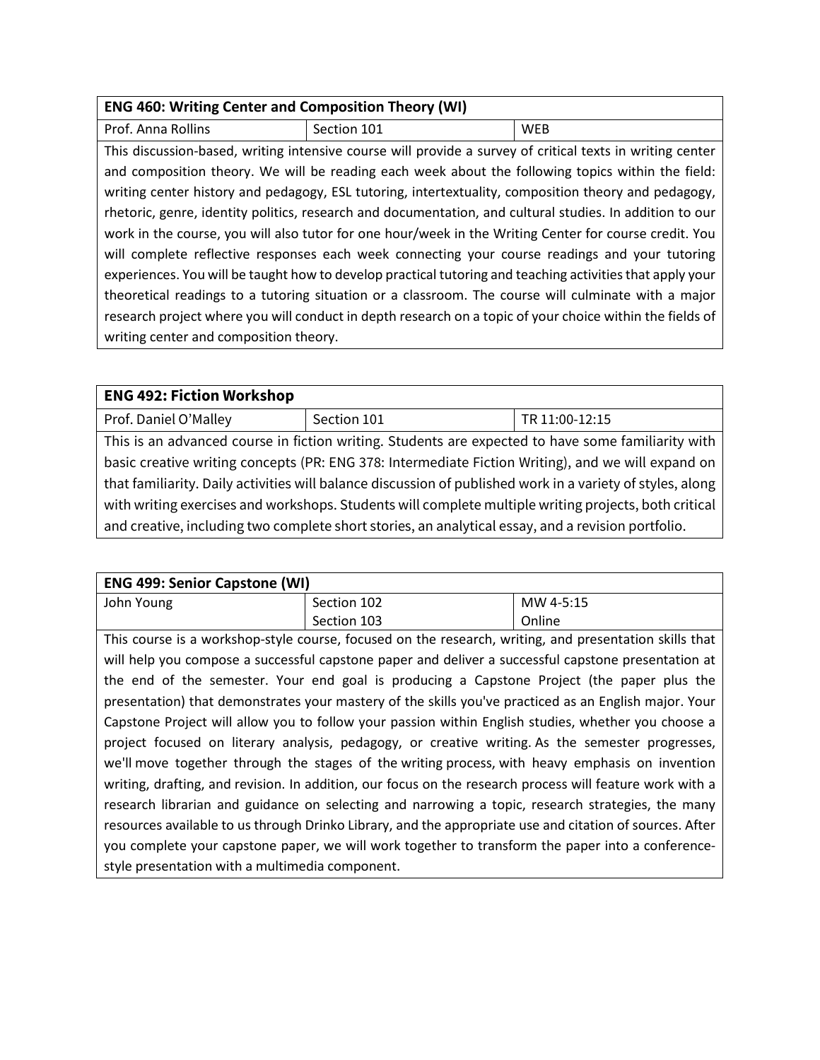| **ENG 460: Writing Center and Composition Theory (WI)** | | |
|---|---|---|
| Prof. Anna Rollins | Section 101 | WEB |

This discussion-based, writing intensive course will provide a survey of critical texts in writing center and composition theory. We will be reading each week about the following topics within the field: writing center history and pedagogy, ESL tutoring, intertextuality, composition theory and pedagogy, rhetoric, genre, identity politics, research and documentation, and cultural studies. In addition to our work in the course, you will also tutor for one hour/week in the Writing Center for course credit. You will complete reflective responses each week connecting your course readings and your tutoring experiences. You will be taught how to develop practical tutoring and teaching activities that apply your theoretical readings to a tutoring situation or a classroom. The course will culminate with a major research project where you will conduct in depth research on a topic of your choice within the fields of writing center and composition theory.

| **ENG 492: Fiction Workshop** | | |
|---|---|---|
| Prof. Daniel O'Malley | Section 101 | TR 11:00-12:15 |

This is an advanced course in fiction writing. Students are expected to have some familiarity with basic creative writing concepts (PR: ENG 378: Intermediate Fiction Writing), and we will expand on that familiarity. Daily activities will balance discussion of published work in a variety of styles, along with writing exercises and workshops. Students will complete multiple writing projects, both critical and creative, including two complete short stories, an analytical essay, and a revision portfolio.

| **ENG 499: Senior Capstone (WI)** | | |
|---|---|---|
| John Young | Section 102 | MW 4-5:15 |
| | Section 103 | Online |

This course is a workshop-style course, focused on the research, writing, and presentation skills that will help you compose a successful capstone paper and deliver a successful capstone presentation at the end of the semester. Your end goal is producing a Capstone Project (the paper plus the presentation) that demonstrates your mastery of the skills you've practiced as an English major. Your Capstone Project will allow you to follow your passion within English studies, whether you choose a project focused on literary analysis, pedagogy, or creative writing. As the semester progresses, we'll move together through the stages of the writing process, with heavy emphasis on invention writing, drafting, and revision. In addition, our focus on the research process will feature work with a research librarian and guidance on selecting and narrowing a topic, research strategies, the many resources available to us through Drinko Library, and the appropriate use and citation of sources. After you complete your capstone paper, we will work together to transform the paper into a conference-style presentation with a multimedia component.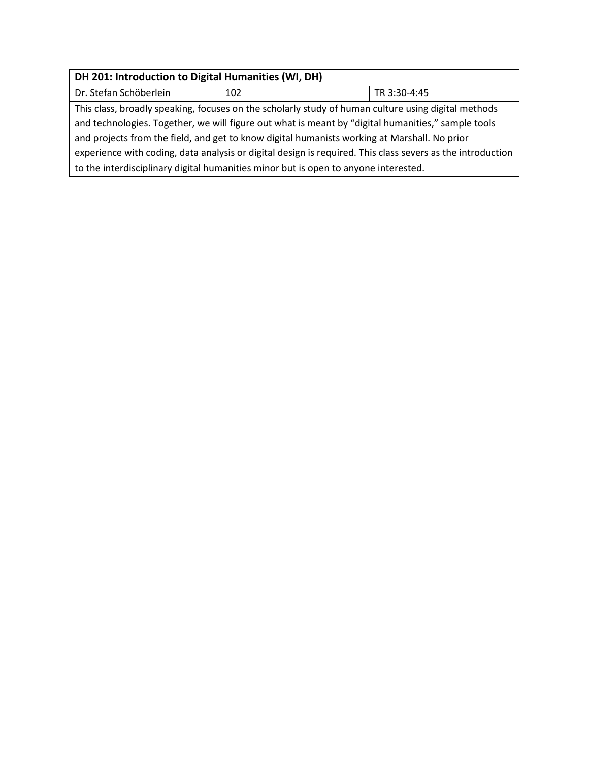| DH 201: Introduction to Digital Humanities (WI, DH) | | |
|---|---|---|
| Dr. Stefan Schöberlein | 102 | TR 3:30-4:45 |
| This class, broadly speaking, focuses on the scholarly study of human culture using digital methods and technologies. Together, we will figure out what is meant by "digital humanities," sample tools and projects from the field, and get to know digital humanists working at Marshall. No prior experience with coding, data analysis or digital design is required. This class severs as the introduction to the interdisciplinary digital humanities minor but is open to anyone interested. | | |